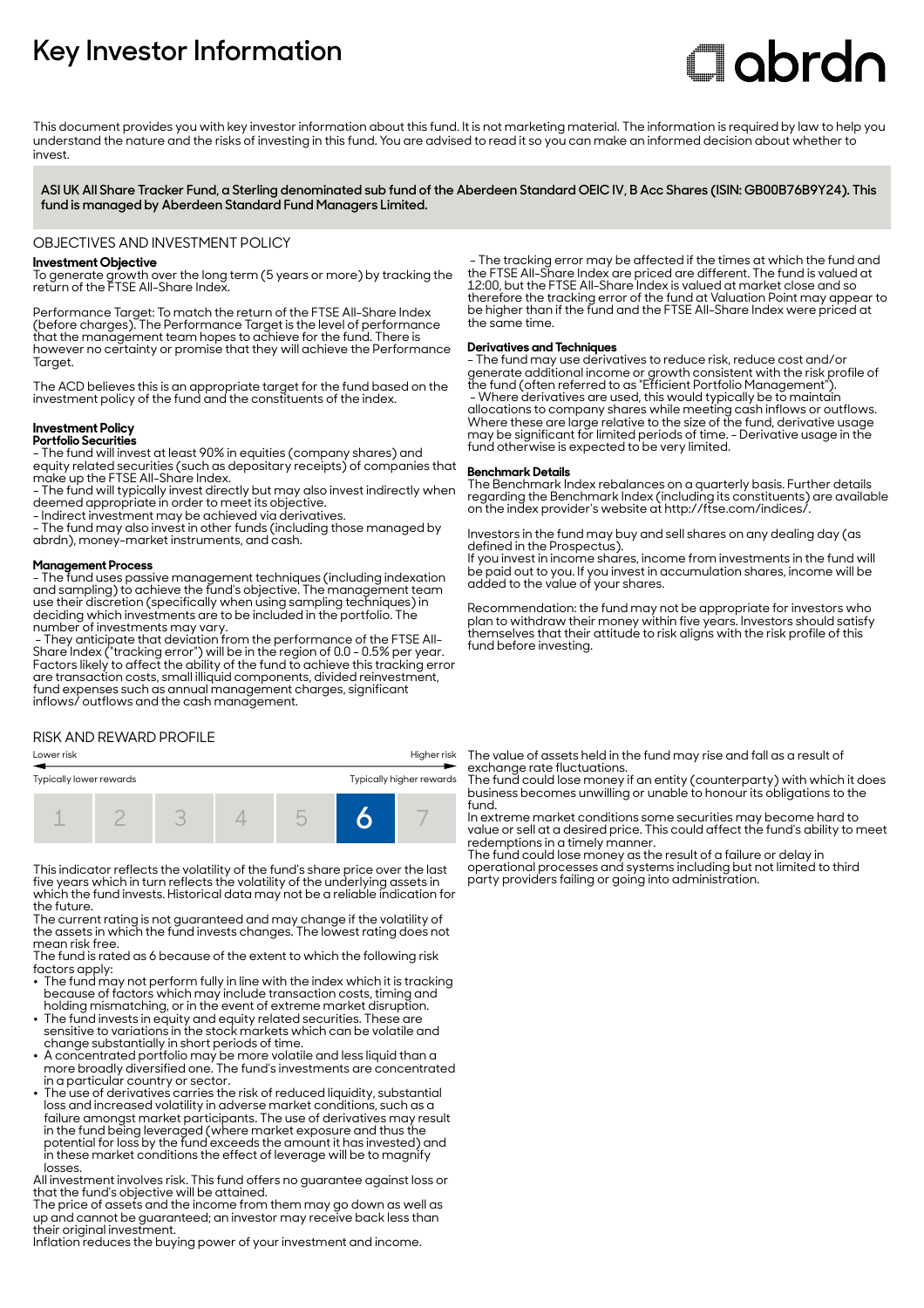# Key Investor Information

abrdn

This document provides you with key investor information about this fund. It is not marketing material. The information is required by law to help you understand the nature and the risks of investing in this fund. You are advised to read it so you can make an informed decision about whether to invest.

**ASI UK All Share Tracker Fund, a Sterling denominated sub fund of the Aberdeen Standard OEIC IV, B Acc Shares (ISIN: GB00B76B9Y24). This fund is managed by Aberdeen Standard Fund Managers Limited.**

## OBJECTIVES AND INVESTMENT POLICY

**Investment Objective**

To generate growth over the long term (5 years or more) by tracking the return of the FTSE All-Share Index.

Performance Target: To match the return of the FTSE All-Share Index (before charges). The Performance Target is the level of performance that the management team hopes to achieve for the fund. There is however no certainty or promise that they will achieve the Performance Target.

The ACD believes this is an appropriate target for the fund based on the investment policy of the fund and the constituents of the index.

**Investment Policy**

**Portfolio Securities**

- The fund will invest at least 90% in equities (company shares) and equity related securities (such as depositary receipts) of companies that make up the FTSE All-Share Index.
- The fund will typically invest directly but may also invest indirectly when deemed appropriate in order to meet its objective.
- Indirect investment may be achieved via derivatives.
- The fund may also invest in other funds (including those managed by abrdn), money-market instruments, and cash.

**Management Process**

- The fund uses passive management techniques (including indexation and sampling) to achieve the fund's objective. The management team use their discretion (specifically when using sampling techniques) in deciding which investments are to be included in the portfolio. The number of investments may vary.
- They anticipate that deviation from the performance of the FTSE All-Share Index ("tracking error") will be in the region of 0.0 - 0.5% per year. Factors likely to affect the ability of the fund to achieve this tracking error are transaction costs, small illiquid components, divided reinvestment, fund expenses such as annual management charges, significant inflows/ outflows and the cash management.
- The tracking error may be affected if the times at which the fund and the FTSE All-Share Index are priced are different. The fund is valued at 12:00, but the FTSE All-Share Index is valued at market close and so therefore the tracking error of the fund at Valuation Point may appear to be higher than if the fund and the FTSE All-Share Index were priced at the same time.

**Derivatives and Techniques**

- The fund may use derivatives to reduce risk, reduce cost and/or generate additional income or growth consistent with the risk profile of the fund (often referred to as "Efficient Portfolio Management").
- Where derivatives are used, this would typically be to maintain allocations to company shares while meeting cash inflows or outflows. Where these are large relative to the size of the fund, derivative usage may be significant for limited periods of time. - Derivative usage in the fund otherwise is expected to be very limited.

**Benchmark Details**

The Benchmark Index rebalances on a quarterly basis. Further details regarding the Benchmark Index (including its constituents) are available on the index provider's website at http://ftse.com/indices/.

Investors in the fund may buy and sell shares on any dealing day (as defined in the Prospectus).
If you invest in income shares, income from investments in the fund will be paid out to you. If you invest in accumulation shares, income will be added to the value of your shares.

Recommendation: the fund may not be appropriate for investors who plan to withdraw their money within five years. Investors should satisfy themselves that their attitude to risk aligns with the risk profile of this fund before investing.

## RISK AND REWARD PROFILE

| Lower risk | | | | | | Higher risk |
|---|---|---|---|---|---|---|
| Typically lower rewards | | | | | | Typically higher rewards |
| 1 | 2 | 3 | 4 | 5 | **6** | 7 |

This indicator reflects the volatility of the fund's share price over the last five years which in turn reflects the volatility of the underlying assets in which the fund invests. Historical data may not be a reliable indication for the future.
The current rating is not guaranteed and may change if the volatility of the assets in which the fund invests changes. The lowest rating does not mean risk free.
The fund is rated as 6 because of the extent to which the following risk factors apply:

- The fund may not perform fully in line with the index which it is tracking because of factors which may include transaction costs, timing and holding mismatching, or in the event of extreme market disruption.
- The fund invests in equity and equity related securities. These are sensitive to variations in the stock markets which can be volatile and change substantially in short periods of time.
- A concentrated portfolio may be more volatile and less liquid than a more broadly diversified one. The fund's investments are concentrated in a particular country or sector.
- The use of derivatives carries the risk of reduced liquidity, substantial loss and increased volatility in adverse market conditions, such as a failure amongst market participants. The use of derivatives may result in the fund being leveraged (where market exposure and thus the potential for loss by the fund exceeds the amount it has invested) and in these market conditions the effect of leverage will be to magnify losses.

All investment involves risk. This fund offers no guarantee against loss or that the fund's objective will be attained.
The price of assets and the income from them may go down as well as up and cannot be guaranteed; an investor may receive back less than their original investment.
Inflation reduces the buying power of your investment and income.
The value of assets held in the fund may rise and fall as a result of exchange rate fluctuations.
The fund could lose money if an entity (counterparty) with which it does business becomes unwilling or unable to honour its obligations to the fund.
In extreme market conditions some securities may become hard to value or sell at a desired price. This could affect the fund's ability to meet redemptions in a timely manner.
The fund could lose money as the result of a failure or delay in operational processes and systems including but not limited to third party providers failing or going into administration.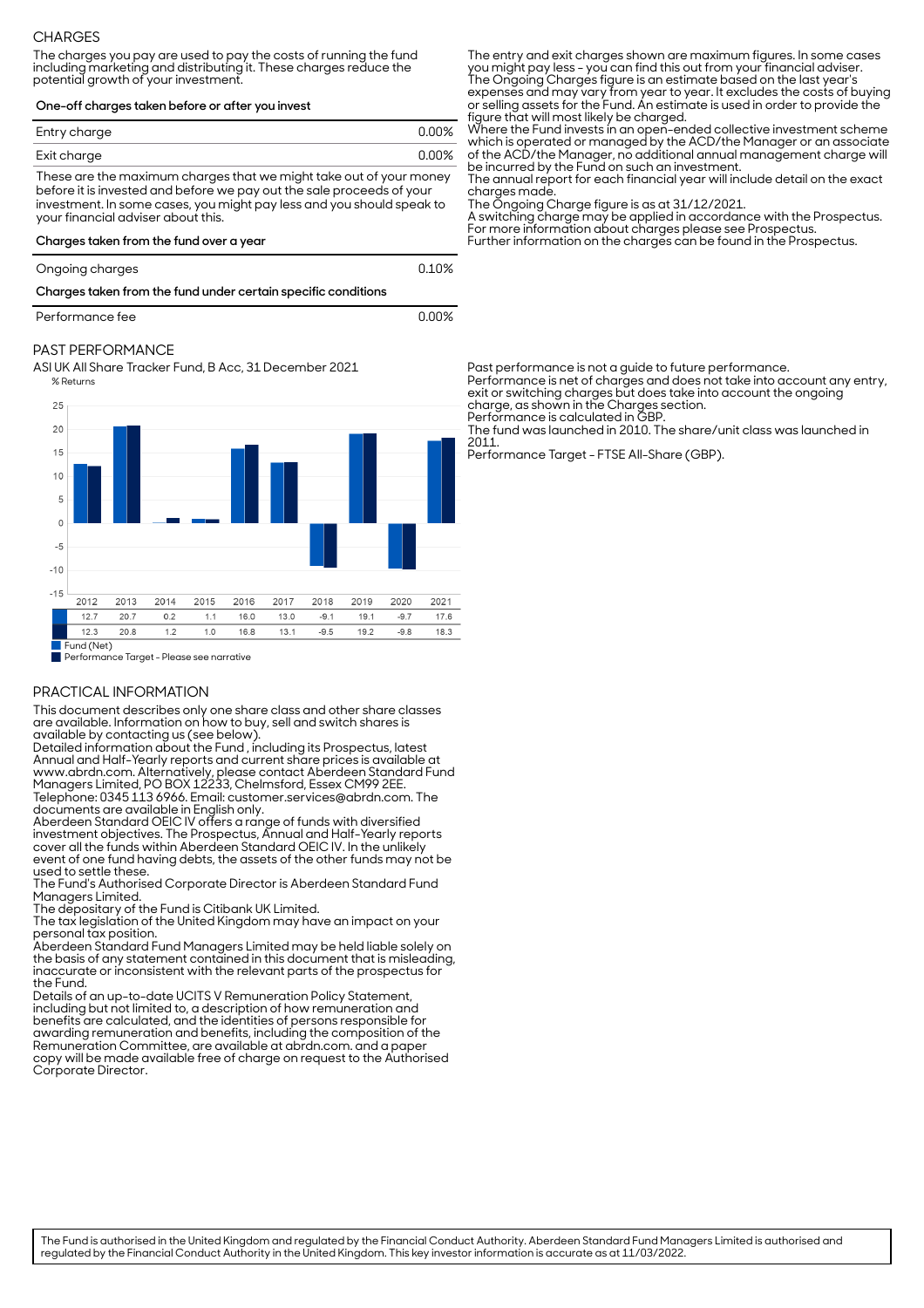## CHARGES

The charges you pay are used to pay the costs of running the fund including marketing and distributing it. These charges reduce the potential growth of your investment.

| One-off charges taken before or after you invest | |
|---|---|
| Entry charge | 0.00% |
| Exit charge | 0.00% |

These are the maximum charges that we might take out of your money before it is invested and before we pay out the sale proceeds of your investment. In some cases, you might pay less and you should speak to your financial adviser about this.

| Charges taken from the fund over a year | |
|---|---|
| Ongoing charges | 0.10% |

| Charges taken from the fund under certain specific conditions | |
|---|---|
| Performance fee | 0.00% |

The entry and exit charges shown are maximum figures. In some cases you might pay less - you can find this out from your financial adviser. The Ongoing Charges figure is an estimate based on the last year's expenses and may vary from year to year. It excludes the costs of buying or selling assets for the Fund. An estimate is used in order to provide the figure that will most likely be charged.
Where the Fund invests in an open-ended collective investment scheme which is operated or managed by the ACD/the Manager or an associate of the ACD/the Manager, no additional annual management charge will be incurred by the Fund on such an investment.
The annual report for each financial year will include detail on the exact charges made.
The Ongoing Charge figure is as at 31/12/2021.
A switching charge may be applied in accordance with the Prospectus. For more information about charges please see Prospectus.
Further information on the charges can be found in the Prospectus.

## PAST PERFORMANCE

ASI UK All Share Tracker Fund, B Acc, 31 December 2021

% Returns

25
20
15
10
5
0
-5
-10
-15

2012 2013 2014 2015 2016 2017 2018 2019 2020 2021

12.7 20.7 0.2 1.1 16.0 13.0 -9.1 19.1 -9.7 17.6

12.3 20.8 1.2 1.0 16.8 13.1 -9.5 19.2 -9.8 18.3

Fund (Net)

Performance Target - Please see narrative

Past performance is not a guide to future performance.
Performance is net of charges and does not take into account any entry, exit or switching charges but does take into account the ongoing charge, as shown in the Charges section.
Performance is calculated in GBP.
The fund was launched in 2010. The share/unit class was launched in 2011.
Performance Target - FTSE All-Share (GBP).

## PRACTICAL INFORMATION

This document describes only one share class and other share classes are available. Information on how to buy, sell and switch shares is available by contacting us (see below).
Detailed information about the Fund , including its Prospectus, latest Annual and Half-Yearly reports and current share prices is available at www.abrdn.com. Alternatively, please contact Aberdeen Standard Fund Managers Limited, PO BOX 12233, Chelmsford, Essex CM99 2EE. Telephone: 0345 113 6966. Email: customer.services@abrdn.com. The documents are available in English only.
Aberdeen Standard OEIC IV offers a range of funds with diversified investment objectives. The Prospectus, Annual and Half-Yearly reports cover all the funds within Aberdeen Standard OEIC IV. In the unlikely event of one fund having debts, the assets of the other funds may not be used to settle these.
The Fund's Authorised Corporate Director is Aberdeen Standard Fund Managers Limited.
The depositary of the Fund is Citibank UK Limited.
The tax legislation of the United Kingdom may have an impact on your personal tax position.
Aberdeen Standard Fund Managers Limited may be held liable solely on the basis of any statement contained in this document that is misleading, inaccurate or inconsistent with the relevant parts of the prospectus for the Fund.
Details of an up-to-date UCITS V Remuneration Policy Statement, including but not limited to, a description of how remuneration and benefits are calculated, and the identities of persons responsible for awarding remuneration and benefits, including the composition of the Remuneration Committee, are available at abrdn.com. and a paper copy will be made available free of charge on request to the Authorised Corporate Director.

The Fund is authorised in the United Kingdom and regulated by the Financial Conduct Authority. Aberdeen Standard Fund Managers Limited is authorised and regulated by the Financial Conduct Authority in the United Kingdom. This key investor information is accurate as at 11/03/2022.